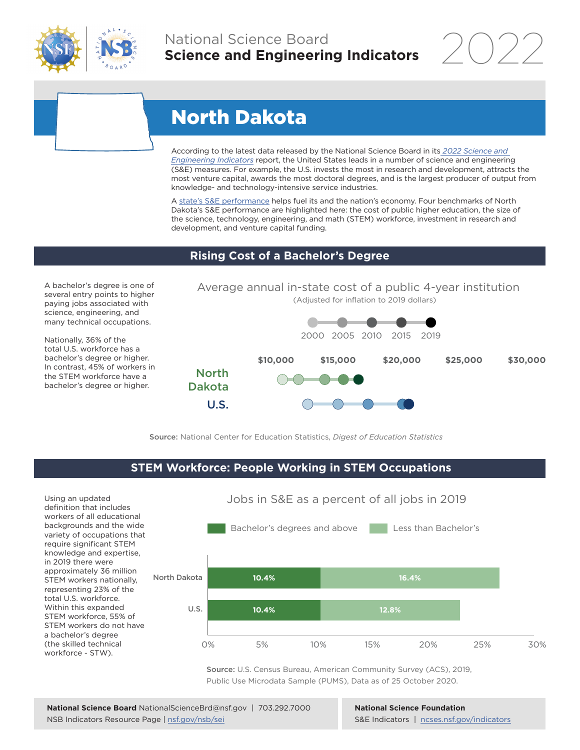National Science Board
**Science and Engineering Indicators** 2022

# North Dakota

According to the latest data released by the National Science Board in its *2022 Science and Engineering Indicators* report, the United States leads in a number of science and engineering (S&E) measures. For example, the U.S. invests the most in research and development, attracts the most venture capital, awards the most doctoral degrees, and is the largest producer of output from knowledge- and technology-intensive service industries.

A state's S&E performance helps fuel its and the nation's economy. Four benchmarks of North Dakota's S&E performance are highlighted here: the cost of public higher education, the size of the science, technology, engineering, and math (STEM) workforce, investment in research and development, and venture capital funding.

## Rising Cost of a Bachelor's Degree

A bachelor's degree is one of several entry points to higher paying jobs associated with science, engineering, and many technical occupations.

Nationally, 36% of the total U.S. workforce has a bachelor's degree or higher. In contrast, 45% of workers in the STEM workforce have a bachelor's degree or higher.

Average annual in-state cost of a public 4-year institution

(Adjusted for inflation to 2019 dollars)

2000 2005 2010 2015 2019

$10,000 $15,000 $20,000 $25,000 $30,000

North Dakota

U.S.

**Source:** National Center for Education Statistics, *Digest of Education Statistics*

## STEM Workforce: People Working in STEM Occupations

Using an updated definition that includes workers of all educational backgrounds and the wide variety of occupations that require significant STEM knowledge and expertise, in 2019 there were approximately 36 million STEM workers nationally, representing 23% of the total U.S. workforce. Within this expanded STEM workforce, 55% of STEM workers do not have a bachelor's degree (the skilled technical workforce - STW).

Jobs in S&E as a percent of all jobs in 2019

| | Bachelor's degrees and above | Less than Bachelor's |
|---|---|---|
| North Dakota | 10.4% | 16.4% |
| U.S. | 10.4% | 12.8% |

**Source:** U.S. Census Bureau, American Community Survey (ACS), 2019, Public Use Microdata Sample (PUMS), Data as of 25 October 2020.

**National Science Board** NationalScienceBrd@nsf.gov | 703.292.7000
NSB Indicators Resource Page | nsf.gov/nsb/sei

**National Science Foundation**
S&E Indicators | ncses.nsf.gov/indicators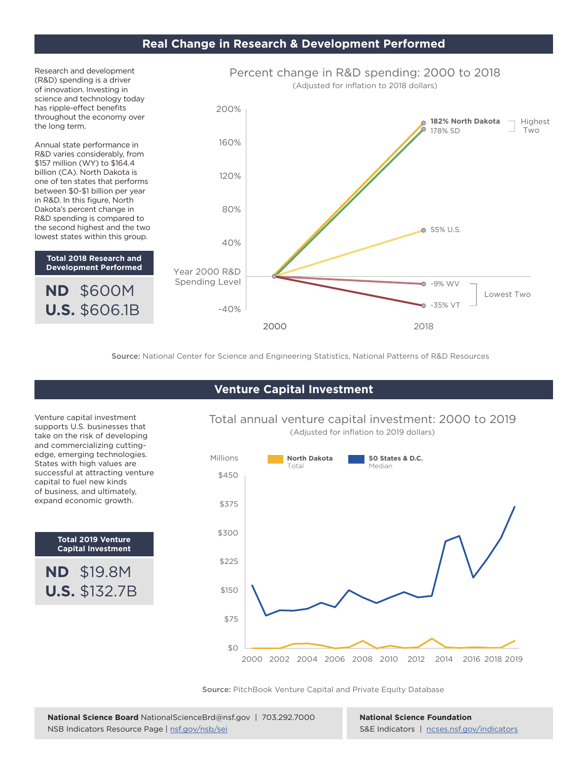## Real Change in Research & Development Performed

Research and development (R&D) spending is a driver of innovation. Investing in science and technology today has ripple-effect benefits throughout the economy over the long term.

Annual state performance in R&D varies considerably, from $157 million (WY) to $164.4 billion (CA). North Dakota is one of ten states that performs between $0-$1 billion per year in R&D. In this figure, North Dakota's percent change in R&D spending is compared to the second highest and the two lowest states within this group.

**Total 2018 Research and Development Performed**

**ND** $600M
**U.S.** $606.1B

Percent change in R&D spending: 2000 to 2018
(Adjusted for inflation to 2018 dollars)

200%
160%
120%
80%
40%
Year 2000 R&D Spending Level
-40%
2000
2018

**182% North Dakota**
178% SD
Highest Two
55% U.S.
-9% WV
-35% VT
Lowest Two

**Source:** National Center for Science and Engineering Statistics, National Patterns of R&D Resources

## Venture Capital Investment

Venture capital investment supports U.S. businesses that take on the risk of developing and commercializing cutting-edge, emerging technologies. States with high values are successful at attracting venture capital to fuel new kinds of business, and ultimately, expand economic growth.

**Total 2019 Venture Capital Investment**

**ND** $19.8M
**U.S.** $132.7B

Total annual venture capital investment: 2000 to 2019
(Adjusted for inflation to 2019 dollars)

Millions
**North Dakota** Total
**50 States & D.C.** Median

$450
$375
$300
$225
$150
$75
$0
2000 2002 2004 2006 2008 2010 2012 2014 2016 2018 2019

**Source:** PitchBook Venture Capital and Private Equity Database

**National Science Board** NationalScienceBrd@nsf.gov | 703.292.7000
NSB Indicators Resource Page | nsf.gov/nsb/sei

**National Science Foundation**
S&E Indicators | ncses.nsf.gov/indicators